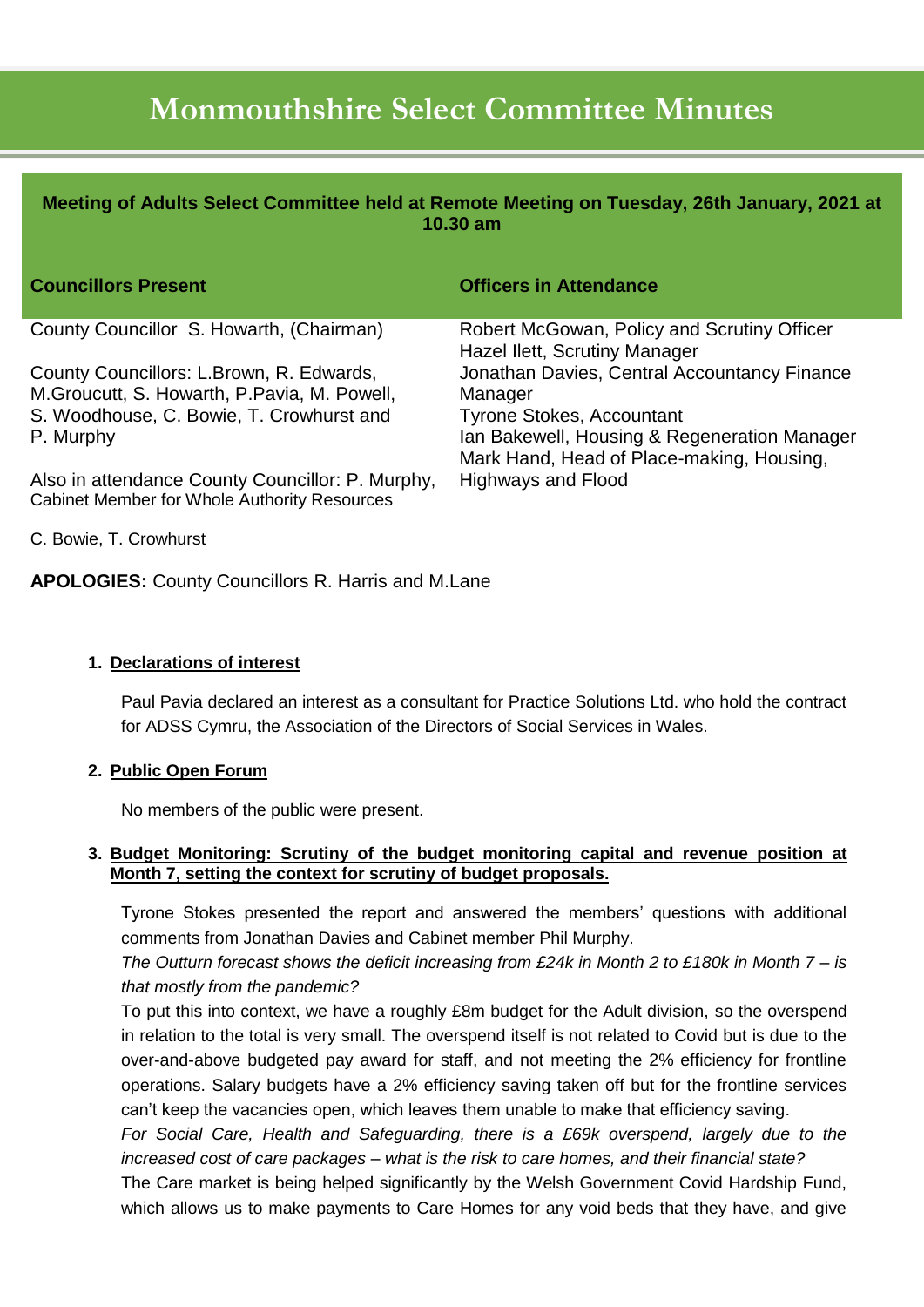# Monmouthshire Select Committee Minutes

**Meeting of Adults Select Committee held at Remote Meeting on Tuesday, 26th January, 2021 at 10.30 am**

| Councillors Present | Officers in Attendance |
| --- | --- |
| County Councillor S. Howarth, (Chairman)<br><br>County Councillors: L.Brown, R. Edwards, M.Groucutt, S. Howarth, P.Pavia, M. Powell, S. Woodhouse, C. Bowie, T. Crowhurst and P. Murphy<br><br>Also in attendance County Councillor: P. Murphy, Cabinet Member for Whole Authority Resources | Robert McGowan, Policy and Scrutiny Officer<br>Hazel Ilett, Scrutiny Manager<br>Jonathan Davies, Central Accountancy Finance Manager<br>Tyrone Stokes, Accountant<br>Ian Bakewell, Housing & Regeneration Manager<br>Mark Hand, Head of Place-making, Housing, Highways and Flood |

C. Bowie, T. Crowhurst

**APOLOGIES:** County Councillors R. Harris and M.Lane

1. **Declarations of interest**

   Paul Pavia declared an interest as a consultant for Practice Solutions Ltd. who hold the contract for ADSS Cymru, the Association of the Directors of Social Services in Wales.

2. **Public Open Forum**

   No members of the public were present.

3. **Budget Monitoring: Scrutiny of the budget monitoring capital and revenue position at Month 7, setting the context for scrutiny of budget proposals.**

   Tyrone Stokes presented the report and answered the members' questions with additional comments from Jonathan Davies and Cabinet member Phil Murphy.

   *The Outturn forecast shows the deficit increasing from £24k in Month 2 to £180k in Month 7 – is that mostly from the pandemic?*

   To put this into context, we have a roughly £8m budget for the Adult division, so the overspend in relation to the total is very small. The overspend itself is not related to Covid but is due to the over-and-above budgeted pay award for staff, and not meeting the 2% efficiency for frontline operations. Salary budgets have a 2% efficiency saving taken off but for the frontline services can't keep the vacancies open, which leaves them unable to make that efficiency saving.

   *For Social Care, Health and Safeguarding, there is a £69k overspend, largely due to the increased cost of care packages – what is the risk to care homes, and their financial state?*

   The Care market is being helped significantly by the Welsh Government Covid Hardship Fund, which allows us to make payments to Care Homes for any void beds that they have, and give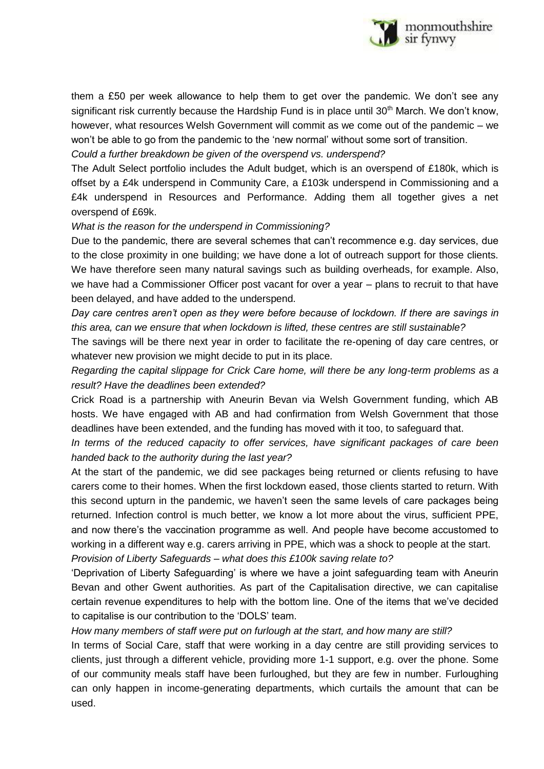them a £50 per week allowance to help them to get over the pandemic. We don't see any significant risk currently because the Hardship Fund is in place until 30th March. We don't know, however, what resources Welsh Government will commit as we come out of the pandemic – we won't be able to go from the pandemic to the 'new normal' without some sort of transition.

*Could a further breakdown be given of the overspend vs. underspend?*

The Adult Select portfolio includes the Adult budget, which is an overspend of £180k, which is offset by a £4k underspend in Community Care, a £103k underspend in Commissioning and a £4k underspend in Resources and Performance. Adding them all together gives a net overspend of £69k.

*What is the reason for the underspend in Commissioning?*

Due to the pandemic, there are several schemes that can't recommence e.g. day services, due to the close proximity in one building; we have done a lot of outreach support for those clients. We have therefore seen many natural savings such as building overheads, for example. Also, we have had a Commissioner Officer post vacant for over a year – plans to recruit to that have been delayed, and have added to the underspend.

*Day care centres aren't open as they were before because of lockdown. If there are savings in this area, can we ensure that when lockdown is lifted, these centres are still sustainable?*

The savings will be there next year in order to facilitate the re-opening of day care centres, or whatever new provision we might decide to put in its place.

*Regarding the capital slippage for Crick Care home, will there be any long-term problems as a result? Have the deadlines been extended?*

Crick Road is a partnership with Aneurin Bevan via Welsh Government funding, which AB hosts. We have engaged with AB and had confirmation from Welsh Government that those deadlines have been extended, and the funding has moved with it too, to safeguard that.

*In terms of the reduced capacity to offer services, have significant packages of care been handed back to the authority during the last year?*

At the start of the pandemic, we did see packages being returned or clients refusing to have carers come to their homes. When the first lockdown eased, those clients started to return. With this second upturn in the pandemic, we haven't seen the same levels of care packages being returned. Infection control is much better, we know a lot more about the virus, sufficient PPE, and now there's the vaccination programme as well. And people have become accustomed to working in a different way e.g. carers arriving in PPE, which was a shock to people at the start.

*Provision of Liberty Safeguards – what does this £100k saving relate to?*

'Deprivation of Liberty Safeguarding' is where we have a joint safeguarding team with Aneurin Bevan and other Gwent authorities. As part of the Capitalisation directive, we can capitalise certain revenue expenditures to help with the bottom line. One of the items that we've decided to capitalise is our contribution to the 'DOLS' team.

*How many members of staff were put on furlough at the start, and how many are still?*

In terms of Social Care, staff that were working in a day centre are still providing services to clients, just through a different vehicle, providing more 1-1 support, e.g. over the phone. Some of our community meals staff have been furloughed, but they are few in number. Furloughing can only happen in income-generating departments, which curtails the amount that can be used.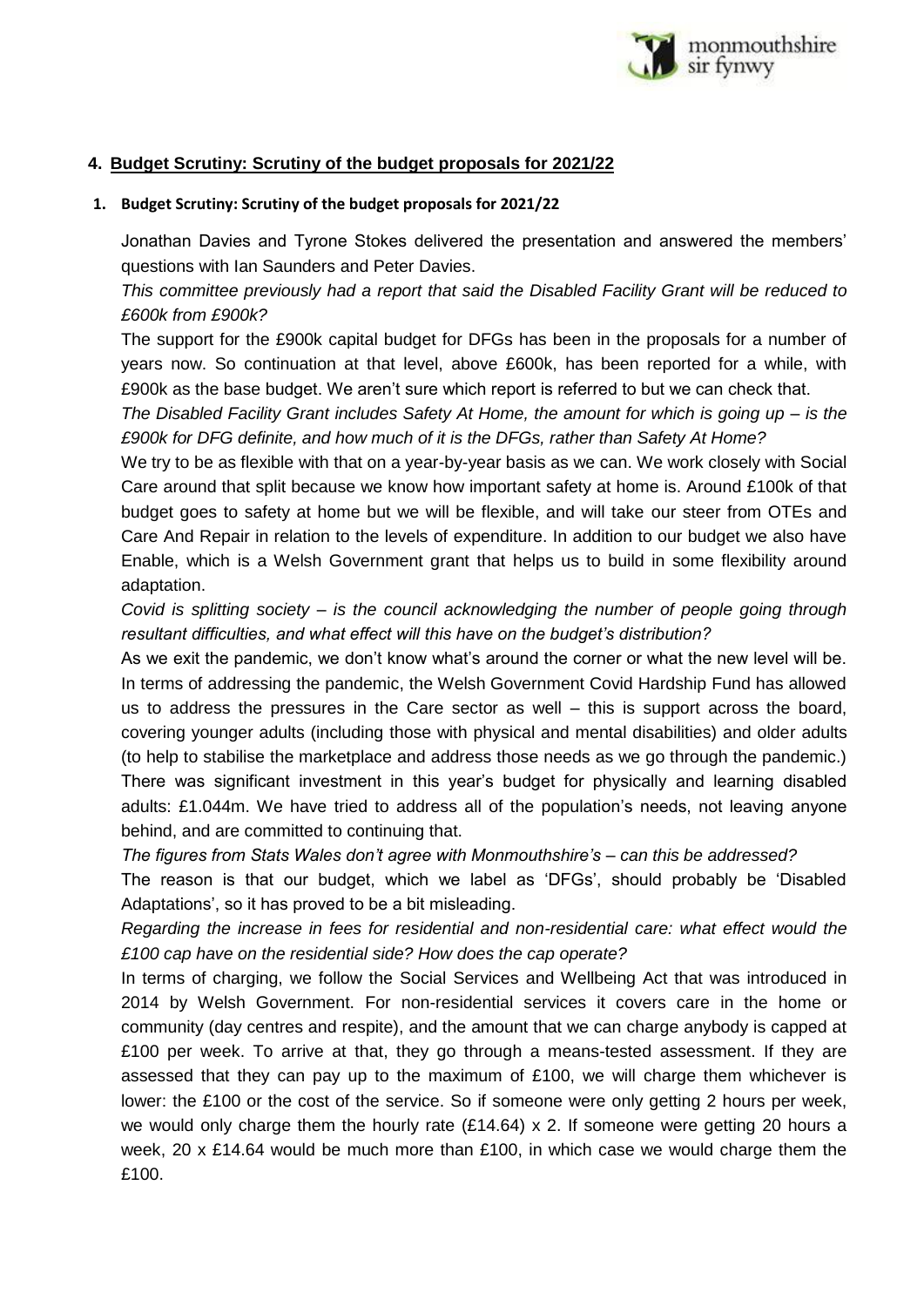## 4. Budget Scrutiny: Scrutiny of the budget proposals for 2021/22

### 1. Budget Scrutiny: Scrutiny of the budget proposals for 2021/22

Jonathan Davies and Tyrone Stokes delivered the presentation and answered the members' questions with Ian Saunders and Peter Davies.

*This committee previously had a report that said the Disabled Facility Grant will be reduced to £600k from £900k?*

The support for the £900k capital budget for DFGs has been in the proposals for a number of years now. So continuation at that level, above £600k, has been reported for a while, with £900k as the base budget. We aren't sure which report is referred to but we can check that.

*The Disabled Facility Grant includes Safety At Home, the amount for which is going up – is the £900k for DFG definite, and how much of it is the DFGs, rather than Safety At Home?*

We try to be as flexible with that on a year-by-year basis as we can. We work closely with Social Care around that split because we know how important safety at home is. Around £100k of that budget goes to safety at home but we will be flexible, and will take our steer from OTEs and Care And Repair in relation to the levels of expenditure. In addition to our budget we also have Enable, which is a Welsh Government grant that helps us to build in some flexibility around adaptation.

*Covid is splitting society – is the council acknowledging the number of people going through resultant difficulties, and what effect will this have on the budget's distribution?*

As we exit the pandemic, we don't know what's around the corner or what the new level will be. In terms of addressing the pandemic, the Welsh Government Covid Hardship Fund has allowed us to address the pressures in the Care sector as well – this is support across the board, covering younger adults (including those with physical and mental disabilities) and older adults (to help to stabilise the marketplace and address those needs as we go through the pandemic.) There was significant investment in this year's budget for physically and learning disabled adults: £1.044m. We have tried to address all of the population's needs, not leaving anyone behind, and are committed to continuing that.

*The figures from Stats Wales don't agree with Monmouthshire's – can this be addressed?*

The reason is that our budget, which we label as 'DFGs', should probably be 'Disabled Adaptations', so it has proved to be a bit misleading.

*Regarding the increase in fees for residential and non-residential care: what effect would the £100 cap have on the residential side? How does the cap operate?*

In terms of charging, we follow the Social Services and Wellbeing Act that was introduced in 2014 by Welsh Government. For non-residential services it covers care in the home or community (day centres and respite), and the amount that we can charge anybody is capped at £100 per week. To arrive at that, they go through a means-tested assessment. If they are assessed that they can pay up to the maximum of £100, we will charge them whichever is lower: the £100 or the cost of the service. So if someone were only getting 2 hours per week, we would only charge them the hourly rate (£14.64) x 2. If someone were getting 20 hours a week, 20 x £14.64 would be much more than £100, in which case we would charge them the £100.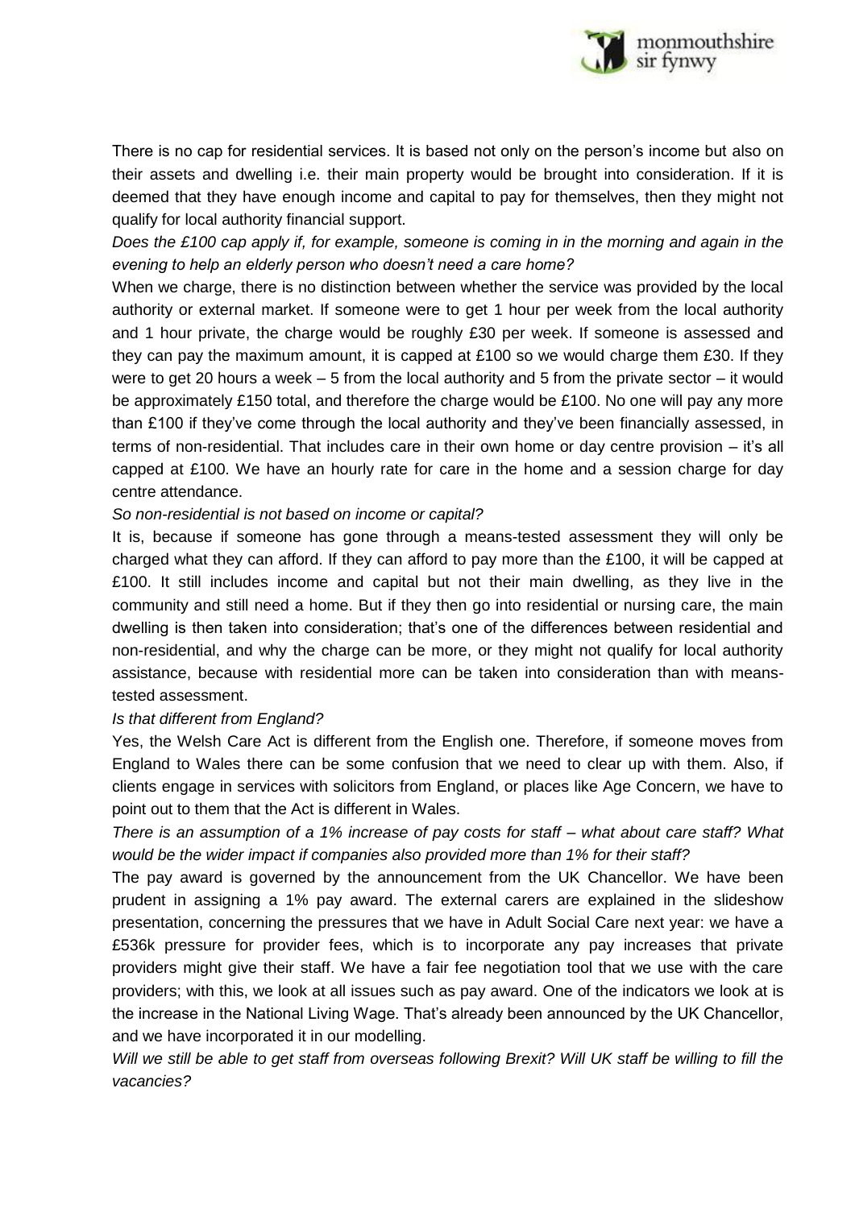There is no cap for residential services. It is based not only on the person's income but also on their assets and dwelling i.e. their main property would be brought into consideration. If it is deemed that they have enough income and capital to pay for themselves, then they might not qualify for local authority financial support.

*Does the £100 cap apply if, for example, someone is coming in in the morning and again in the evening to help an elderly person who doesn't need a care home?*

When we charge, there is no distinction between whether the service was provided by the local authority or external market. If someone were to get 1 hour per week from the local authority and 1 hour private, the charge would be roughly £30 per week. If someone is assessed and they can pay the maximum amount, it is capped at £100 so we would charge them £30. If they were to get 20 hours a week – 5 from the local authority and 5 from the private sector – it would be approximately £150 total, and therefore the charge would be £100. No one will pay any more than £100 if they've come through the local authority and they've been financially assessed, in terms of non-residential. That includes care in their own home or day centre provision – it's all capped at £100. We have an hourly rate for care in the home and a session charge for day centre attendance.

*So non-residential is not based on income or capital?*

It is, because if someone has gone through a means-tested assessment they will only be charged what they can afford. If they can afford to pay more than the £100, it will be capped at £100. It still includes income and capital but not their main dwelling, as they live in the community and still need a home. But if they then go into residential or nursing care, the main dwelling is then taken into consideration; that's one of the differences between residential and non-residential, and why the charge can be more, or they might not qualify for local authority assistance, because with residential more can be taken into consideration than with means-tested assessment.

*Is that different from England?*

Yes, the Welsh Care Act is different from the English one. Therefore, if someone moves from England to Wales there can be some confusion that we need to clear up with them. Also, if clients engage in services with solicitors from England, or places like Age Concern, we have to point out to them that the Act is different in Wales.

*There is an assumption of a 1% increase of pay costs for staff – what about care staff? What would be the wider impact if companies also provided more than 1% for their staff?*

The pay award is governed by the announcement from the UK Chancellor. We have been prudent in assigning a 1% pay award. The external carers are explained in the slideshow presentation, concerning the pressures that we have in Adult Social Care next year: we have a £536k pressure for provider fees, which is to incorporate any pay increases that private providers might give their staff. We have a fair fee negotiation tool that we use with the care providers; with this, we look at all issues such as pay award. One of the indicators we look at is the increase in the National Living Wage. That's already been announced by the UK Chancellor, and we have incorporated it in our modelling.

*Will we still be able to get staff from overseas following Brexit? Will UK staff be willing to fill the vacancies?*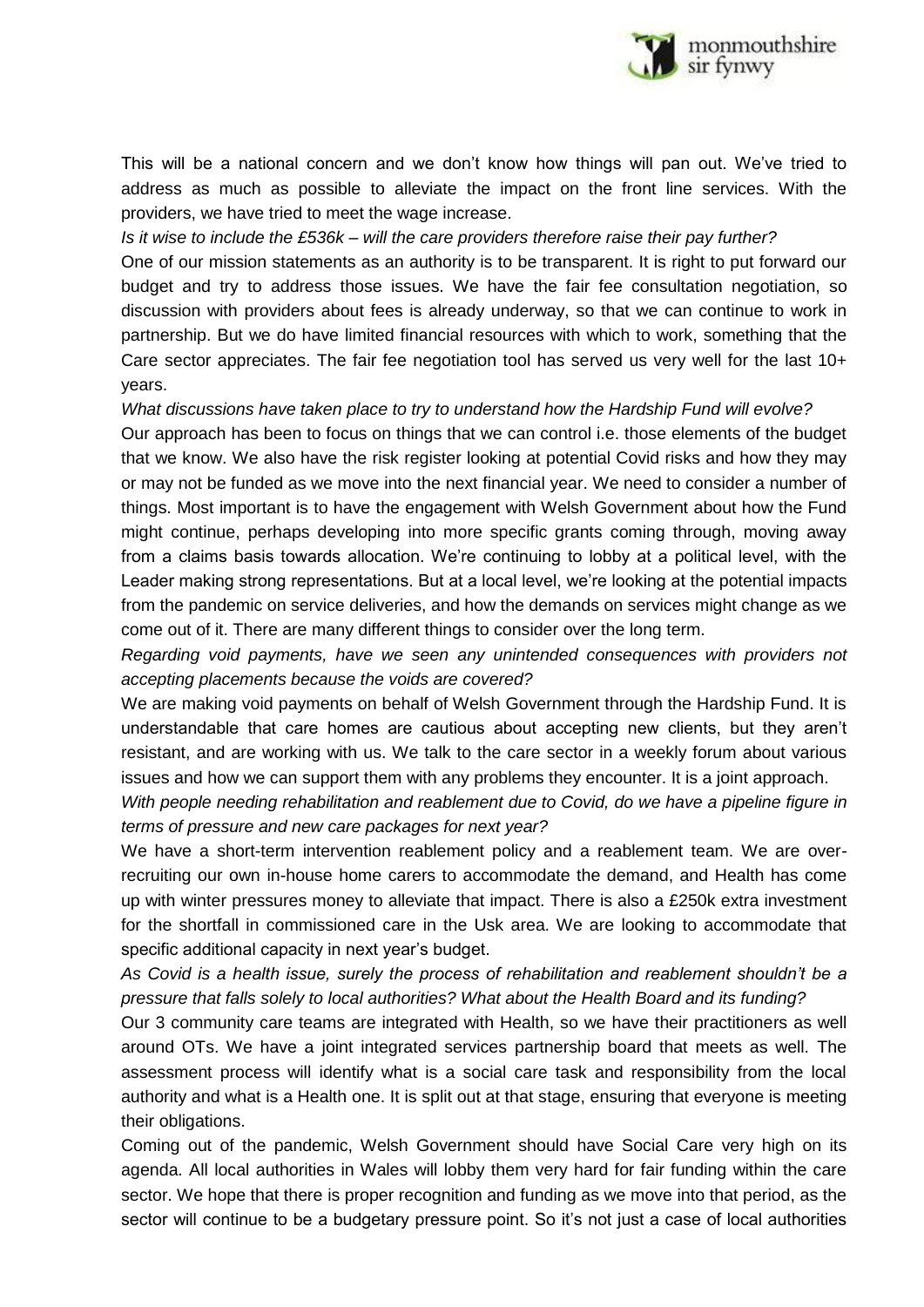This will be a national concern and we don't know how things will pan out. We've tried to address as much as possible to alleviate the impact on the front line services. With the providers, we have tried to meet the wage increase.

*Is it wise to include the £536k – will the care providers therefore raise their pay further?*

One of our mission statements as an authority is to be transparent. It is right to put forward our budget and try to address those issues. We have the fair fee consultation negotiation, so discussion with providers about fees is already underway, so that we can continue to work in partnership. But we do have limited financial resources with which to work, something that the Care sector appreciates. The fair fee negotiation tool has served us very well for the last 10+ years.

*What discussions have taken place to try to understand how the Hardship Fund will evolve?*

Our approach has been to focus on things that we can control i.e. those elements of the budget that we know. We also have the risk register looking at potential Covid risks and how they may or may not be funded as we move into the next financial year. We need to consider a number of things. Most important is to have the engagement with Welsh Government about how the Fund might continue, perhaps developing into more specific grants coming through, moving away from a claims basis towards allocation. We're continuing to lobby at a political level, with the Leader making strong representations. But at a local level, we're looking at the potential impacts from the pandemic on service deliveries, and how the demands on services might change as we come out of it. There are many different things to consider over the long term.

*Regarding void payments, have we seen any unintended consequences with providers not accepting placements because the voids are covered?*

We are making void payments on behalf of Welsh Government through the Hardship Fund. It is understandable that care homes are cautious about accepting new clients, but they aren't resistant, and are working with us. We talk to the care sector in a weekly forum about various issues and how we can support them with any problems they encounter. It is a joint approach.

*With people needing rehabilitation and reablement due to Covid, do we have a pipeline figure in terms of pressure and new care packages for next year?*

We have a short-term intervention reablement policy and a reablement team. We are over-recruiting our own in-house home carers to accommodate the demand, and Health has come up with winter pressures money to alleviate that impact. There is also a £250k extra investment for the shortfall in commissioned care in the Usk area. We are looking to accommodate that specific additional capacity in next year's budget.

*As Covid is a health issue, surely the process of rehabilitation and reablement shouldn't be a pressure that falls solely to local authorities? What about the Health Board and its funding?*

Our 3 community care teams are integrated with Health, so we have their practitioners as well around OTs. We have a joint integrated services partnership board that meets as well. The assessment process will identify what is a social care task and responsibility from the local authority and what is a Health one. It is split out at that stage, ensuring that everyone is meeting their obligations.

Coming out of the pandemic, Welsh Government should have Social Care very high on its agenda. All local authorities in Wales will lobby them very hard for fair funding within the care sector. We hope that there is proper recognition and funding as we move into that period, as the sector will continue to be a budgetary pressure point. So it's not just a case of local authorities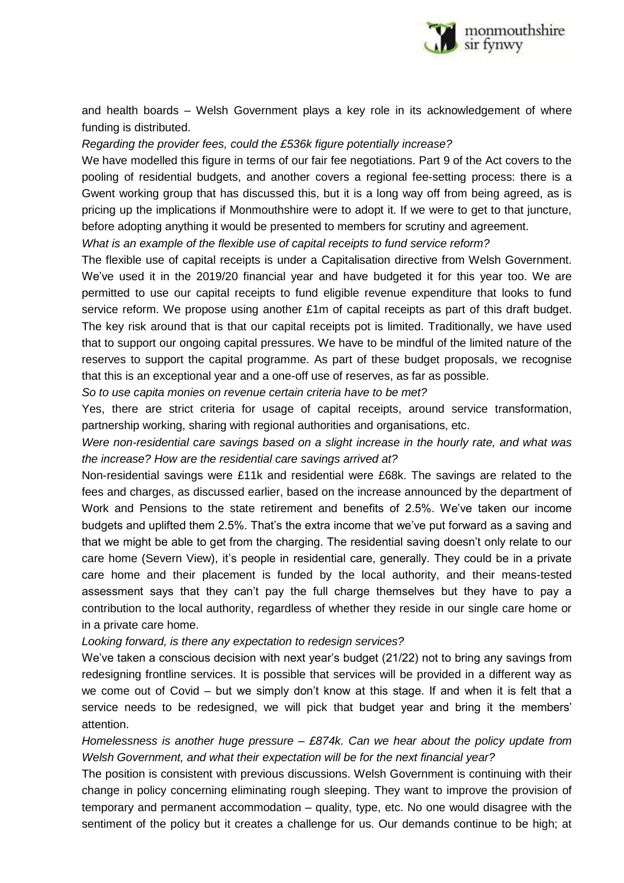and health boards – Welsh Government plays a key role in its acknowledgement of where funding is distributed.

*Regarding the provider fees, could the £536k figure potentially increase?*

We have modelled this figure in terms of our fair fee negotiations. Part 9 of the Act covers to the pooling of residential budgets, and another covers a regional fee-setting process: there is a Gwent working group that has discussed this, but it is a long way off from being agreed, as is pricing up the implications if Monmouthshire were to adopt it. If we were to get to that juncture, before adopting anything it would be presented to members for scrutiny and agreement.

*What is an example of the flexible use of capital receipts to fund service reform?*

The flexible use of capital receipts is under a Capitalisation directive from Welsh Government. We've used it in the 2019/20 financial year and have budgeted it for this year too. We are permitted to use our capital receipts to fund eligible revenue expenditure that looks to fund service reform. We propose using another £1m of capital receipts as part of this draft budget. The key risk around that is that our capital receipts pot is limited. Traditionally, we have used that to support our ongoing capital pressures. We have to be mindful of the limited nature of the reserves to support the capital programme. As part of these budget proposals, we recognise that this is an exceptional year and a one-off use of reserves, as far as possible.

*So to use capita monies on revenue certain criteria have to be met?*

Yes, there are strict criteria for usage of capital receipts, around service transformation, partnership working, sharing with regional authorities and organisations, etc.

*Were non-residential care savings based on a slight increase in the hourly rate, and what was the increase? How are the residential care savings arrived at?*

Non-residential savings were £11k and residential were £68k. The savings are related to the fees and charges, as discussed earlier, based on the increase announced by the department of Work and Pensions to the state retirement and benefits of 2.5%. We've taken our income budgets and uplifted them 2.5%. That's the extra income that we've put forward as a saving and that we might be able to get from the charging. The residential saving doesn't only relate to our care home (Severn View), it's people in residential care, generally. They could be in a private care home and their placement is funded by the local authority, and their means-tested assessment says that they can't pay the full charge themselves but they have to pay a contribution to the local authority, regardless of whether they reside in our single care home or in a private care home.

*Looking forward, is there any expectation to redesign services?*

We've taken a conscious decision with next year's budget (21/22) not to bring any savings from redesigning frontline services. It is possible that services will be provided in a different way as we come out of Covid – but we simply don't know at this stage. If and when it is felt that a service needs to be redesigned, we will pick that budget year and bring it the members' attention.

*Homelessness is another huge pressure – £874k. Can we hear about the policy update from Welsh Government, and what their expectation will be for the next financial year?*

The position is consistent with previous discussions. Welsh Government is continuing with their change in policy concerning eliminating rough sleeping. They want to improve the provision of temporary and permanent accommodation – quality, type, etc. No one would disagree with the sentiment of the policy but it creates a challenge for us. Our demands continue to be high; at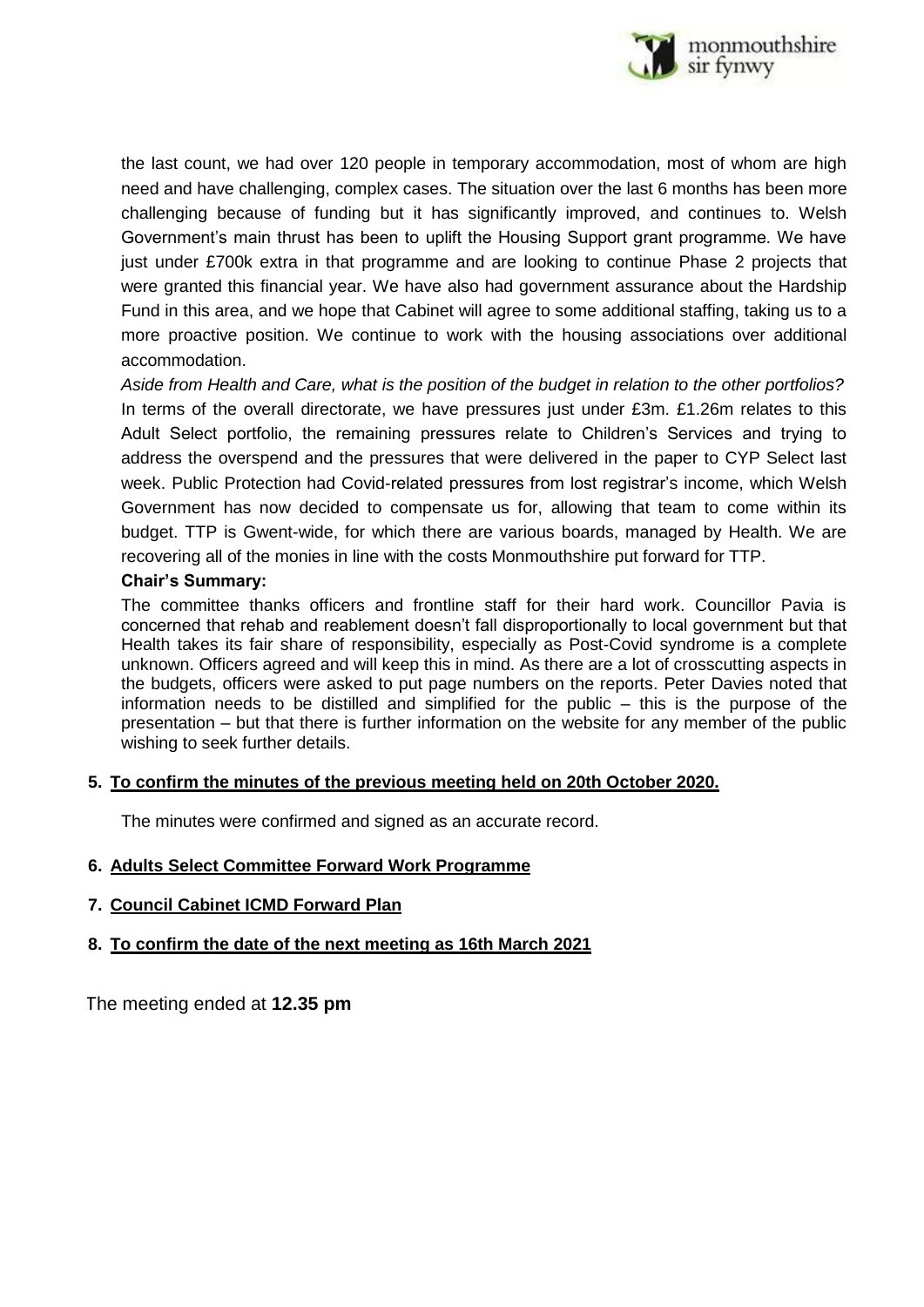the last count, we had over 120 people in temporary accommodation, most of whom are high need and have challenging, complex cases. The situation over the last 6 months has been more challenging because of funding but it has significantly improved, and continues to. Welsh Government's main thrust has been to uplift the Housing Support grant programme. We have just under £700k extra in that programme and are looking to continue Phase 2 projects that were granted this financial year. We have also had government assurance about the Hardship Fund in this area, and we hope that Cabinet will agree to some additional staffing, taking us to a more proactive position. We continue to work with the housing associations over additional accommodation.

*Aside from Health and Care, what is the position of the budget in relation to the other portfolios?*
In terms of the overall directorate, we have pressures just under £3m. £1.26m relates to this Adult Select portfolio, the remaining pressures relate to Children's Services and trying to address the overspend and the pressures that were delivered in the paper to CYP Select last week. Public Protection had Covid-related pressures from lost registrar's income, which Welsh Government has now decided to compensate us for, allowing that team to come within its budget. TTP is Gwent-wide, for which there are various boards, managed by Health. We are recovering all of the monies in line with the costs Monmouthshire put forward for TTP.

**Chair's Summary:**

The committee thanks officers and frontline staff for their hard work. Councillor Pavia is concerned that rehab and reablement doesn't fall disproportionally to local government but that Health takes its fair share of responsibility, especially as Post-Covid syndrome is a complete unknown. Officers agreed and will keep this in mind. As there are a lot of crosscutting aspects in the budgets, officers were asked to put page numbers on the reports. Peter Davies noted that information needs to be distilled and simplified for the public – this is the purpose of the presentation – but that there is further information on the website for any member of the public wishing to seek further details.

**5. To confirm the minutes of the previous meeting held on 20th October 2020.**

The minutes were confirmed and signed as an accurate record.

**6. Adults Select Committee Forward Work Programme**

**7. Council Cabinet ICMD Forward Plan**

**8. To confirm the date of the next meeting as 16th March 2021**

The meeting ended at **12.35 pm**